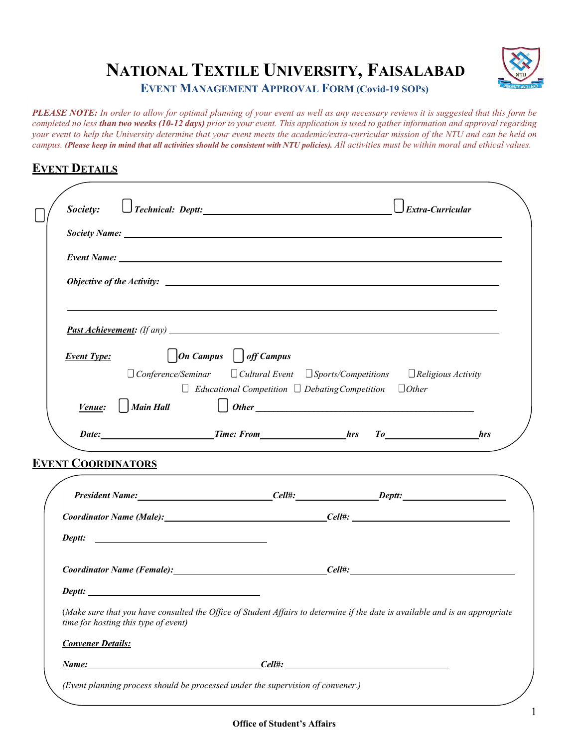# NATIONAL TEXTILE UNIVERSITY, FAISALABAD

## EVENT MANAGEMENT APPROVAL FORM (Covid-19 SOPs)

***PLEASE NOTE:*** *In order to allow for optimal planning of your event as well as any necessary reviews it is suggested that this form be completed no less* ***than two weeks (10-12 days)*** *prior to your event. This application is used to gather information and approval regarding your event to help the University determine that your event meets the academic/extra-curricular mission of the NTU and can be held on campus.* ***(Please keep in mind that all activities should be consistent with NTU policies).*** *All activities must be within moral and ethical values.*

## EVENT DETAILS

☐ ***Society:*** ☐ ***Technical: Deptt:*** ______________________________ ☐ ***Extra-Curricular***

***Society Name:*** ______________________________

***Event Name:*** ______________________________

***Objective of the Activity:*** ______________________________

______________________________

***Past Achievement:*** *(If any)* ______________________________

***Event Type:*** ☐ ***On Campus*** ☐ ***off Campus***

☐ *Conference/Seminar* ☐ *Cultural Event* ☐ *Sports/Competitions* ☐ *Religious Activity*

☐ *Educational Competition* ☐ *Debating Competition* ☐ *Other*

***Venue:*** ☐ ***Main Hall*** ☐ ***Other*** ______________________________

***Date:*** __________ ***Time: From*** __________ ***hrs To*** __________ ***hrs***

## EVENT COORDINATORS

***President Name:*** __________ ***Cell#:*** __________ ***Deptt:*** __________

***Coordinator Name (Male):*** __________ ***Cell#:*** __________

***Deptt:*** __________

***Coordinator Name (Female):*** __________ ***Cell#:*** __________

***Deptt:*** __________

*(Make sure that you have consulted the Office of Student Affairs to determine if the date is available and is an appropriate time for hosting this type of event)*

***Convener Details:***

***Name:*** __________ ***Cell#:*** __________

*(Event planning process should be processed under the supervision of convener.)*

**Office of Student's Affairs**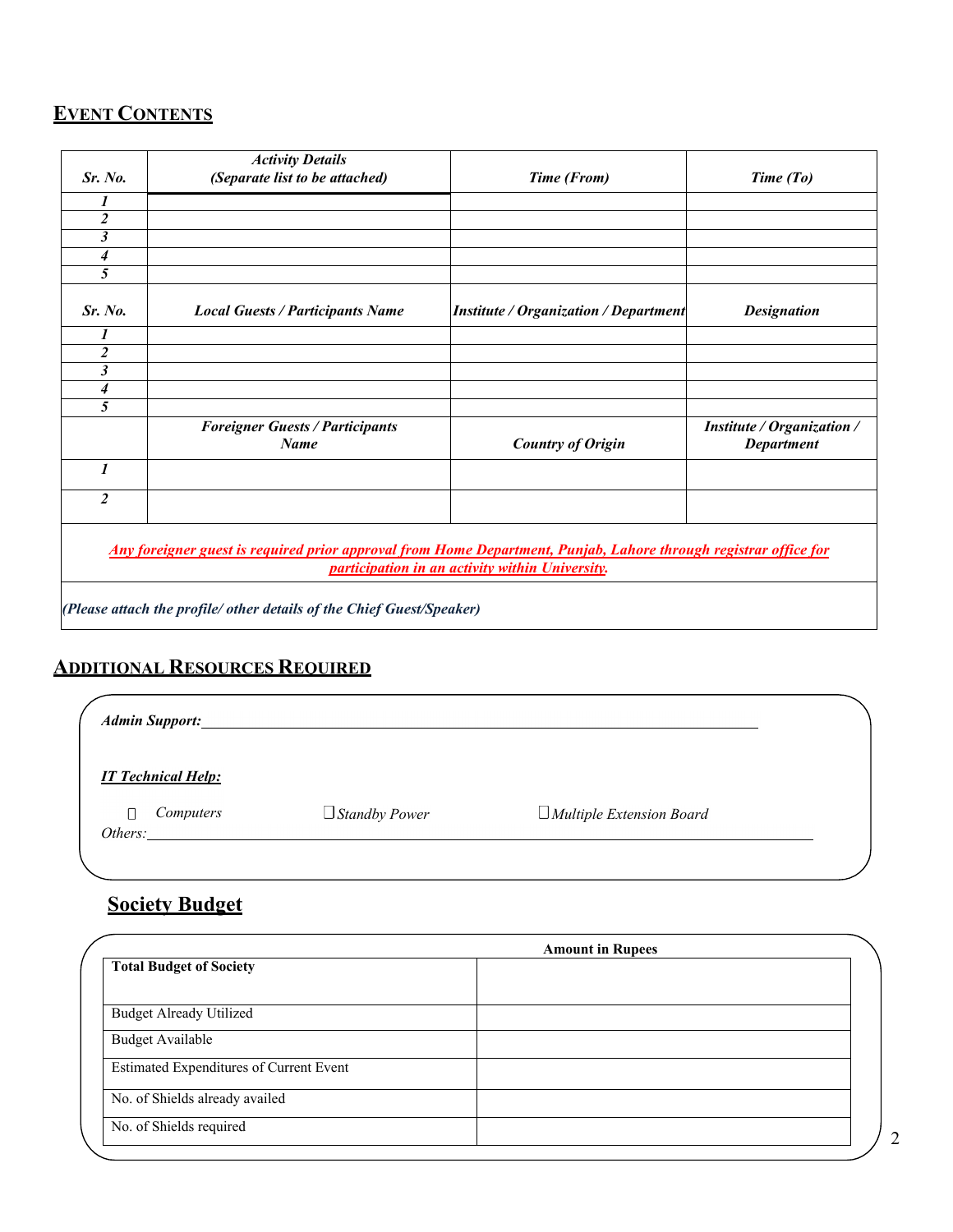## Event Contents

| Sr. No. | *Activity Details (Separate list to be attached)* | *Time (From)* | *Time (To)* |
|---|---|---|---|
| *1* | | | |
| *2* | | | |
| *3* | | | |
| *4* | | | |
| *5* | | | |
| ***Sr. No.*** | ***Local Guests / Participants Name*** | ***Institute / Organization / Department*** | ***Designation*** |
| *1* | | | |
| *2* | | | |
| *3* | | | |
| *4* | | | |
| *5* | | | |
| | ***Foreigner Guests / Participants Name*** | ***Country of Origin*** | ***Institute / Organization / Department*** |
| *1* | | | |
| *2* | | | |

***Any foreigner guest is required prior approval from Home Department, Punjab, Lahore through registrar office for participation in an activity within University.***

*(Please attach the profile/ other details of the Chief Guest/Speaker)*

## Additional Resources Required

***Admin Support:*** \_\_\_\_\_\_\_\_\_\_\_\_\_\_\_\_\_\_\_\_\_\_\_\_\_\_\_\_\_\_\_\_\_\_\_\_\_\_\_\_

***IT Technical Help:***

☐ *Computers* ☐ *Standby Power* ☐ *Multiple Extension Board*

*Others:* \_\_\_\_\_\_\_\_\_\_\_\_\_\_\_\_\_\_\_\_\_\_\_\_\_\_\_\_\_\_\_\_\_\_\_\_\_\_\_\_

## Society Budget

| | **Amount in Rupees** |
|---|---|
| **Total Budget of Society** | |
| Budget Already Utilized | |
| Budget Available | |
| Estimated Expenditures of Current Event | |
| No. of Shields already availed | |
| No. of Shields required | |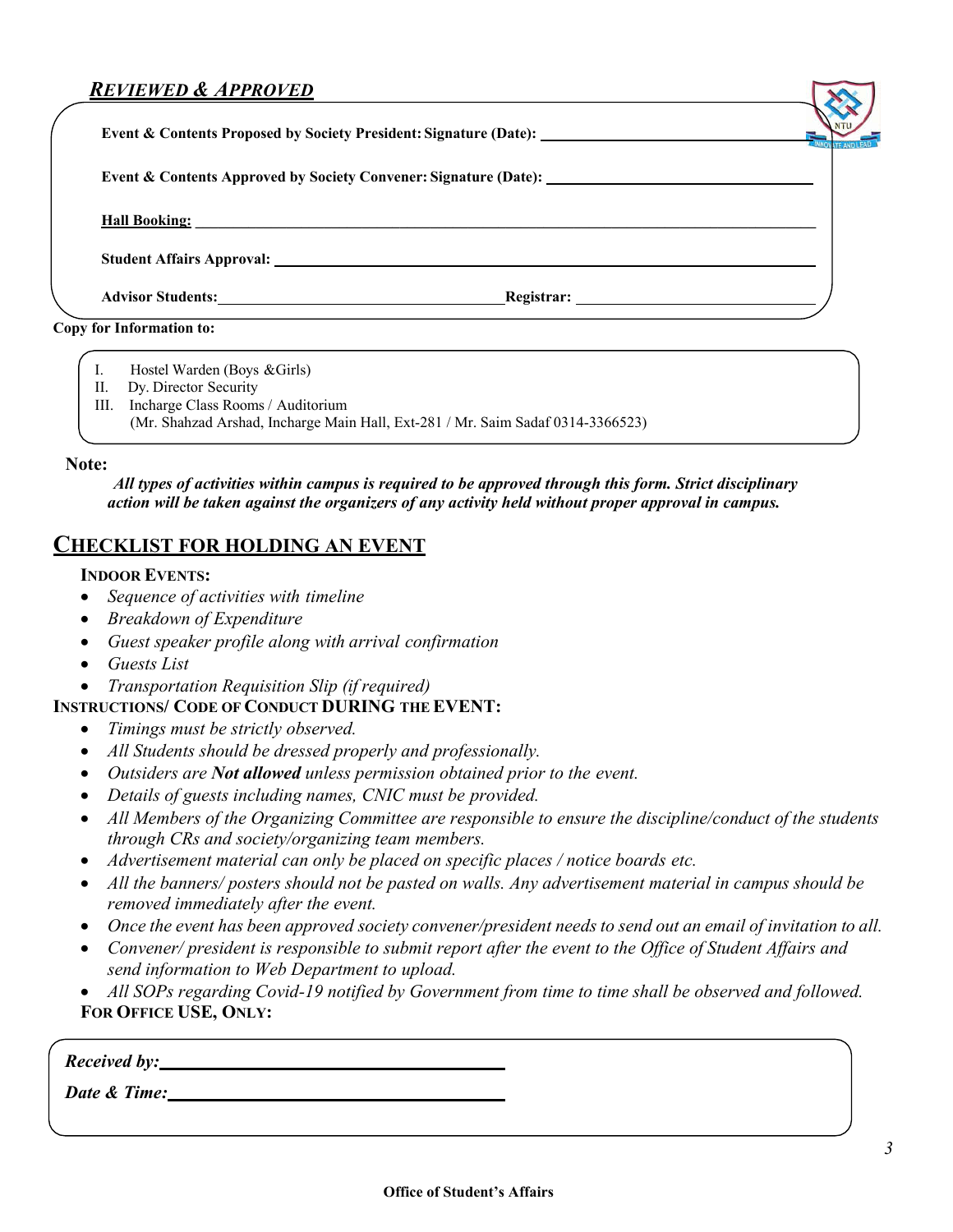## *REVIEWED & APPROVED*

**Event & Contents Proposed by Society President: Signature (Date):** ____________________

**Event & Contents Approved by Society Convener: Signature (Date):** ____________________

**Hall Booking:** ____________________

**Student Affairs Approval:** ____________________

**Advisor Students:** ____________________ **Registrar:** ____________________

**Copy for Information to:**

I. Hostel Warden (Boys &Girls)
II. Dy. Director Security
III. Incharge Class Rooms / Auditorium
(Mr. Shahzad Arshad, Incharge Main Hall, Ext-281 / Mr. Saim Sadaf 0314-3366523)

**Note:**

***All types of activities within campus is required to be approved through this form. Strict disciplinary action will be taken against the organizers of any activity held without proper approval in campus.***

## CHECKLIST FOR HOLDING AN EVENT

**INDOOR EVENTS:**

- *Sequence of activities with timeline*
- *Breakdown of Expenditure*
- *Guest speaker profile along with arrival confirmation*
- *Guests List*
- *Transportation Requisition Slip (if required)*

**INSTRUCTIONS/ CODE OF CONDUCT DURING THE EVENT:**

- *Timings must be strictly observed.*
- *All Students should be dressed properly and professionally.*
- *Outsiders are **Not allowed** unless permission obtained prior to the event.*
- *Details of guests including names, CNIC must be provided.*
- *All Members of the Organizing Committee are responsible to ensure the discipline/conduct of the students through CRs and society/organizing team members.*
- *Advertisement material can only be placed on specific places / notice boards etc.*
- *All the banners/ posters should not be pasted on walls. Any advertisement material in campus should be removed immediately after the event.*
- *Once the event has been approved society convener/president needs to send out an email of invitation to all.*
- *Convener/ president is responsible to submit report after the event to the Office of Student Affairs and send information to Web Department to upload.*
- *All SOPs regarding Covid-19 notified by Government from time to time shall be observed and followed.*

**FOR OFFICE USE, ONLY:**

***Received by:*** ____________________

***Date & Time:*** ____________________

**Office of Student's Affairs**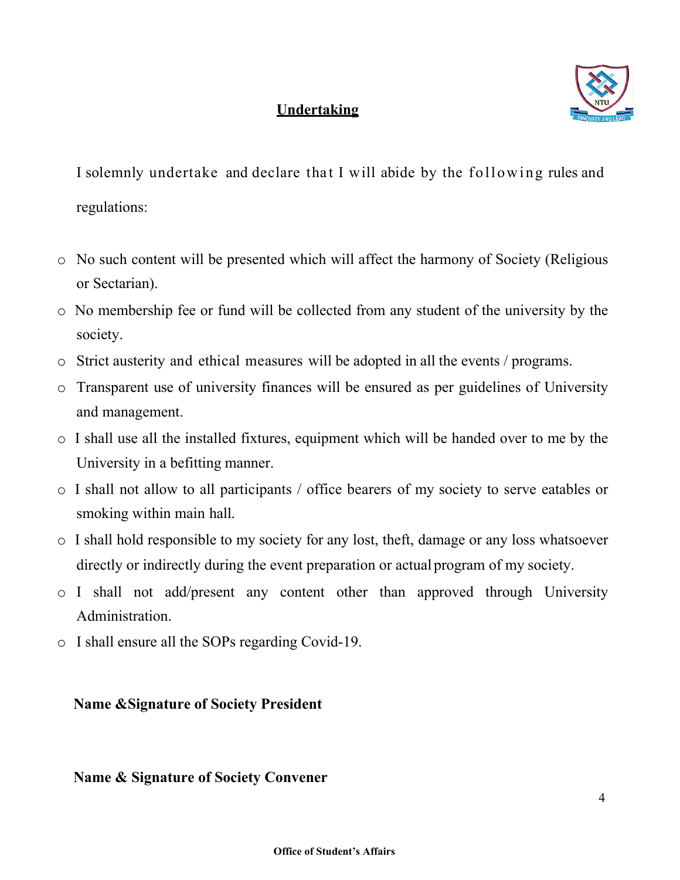# Undertaking

I solemnly undertake and declare that I will abide by the following rules and regulations:

- No such content will be presented which will affect the harmony of Society (Religious or Sectarian).
- No membership fee or fund will be collected from any student of the university by the society.
- Strict austerity and ethical measures will be adopted in all the events / programs.
- Transparent use of university finances will be ensured as per guidelines of University and management.
- I shall use all the installed fixtures, equipment which will be handed over to me by the University in a befitting manner.
- I shall not allow to all participants / office bearers of my society to serve eatables or smoking within main hall.
- I shall hold responsible to my society for any lost, theft, damage or any loss whatsoever directly or indirectly during the event preparation or actual program of my society.
- I shall not add/present any content other than approved through University Administration.
- I shall ensure all the SOPs regarding Covid-19.

**Name &Signature of Society President**

**Name & Signature of Society Convener**

**Office of Student's Affairs**